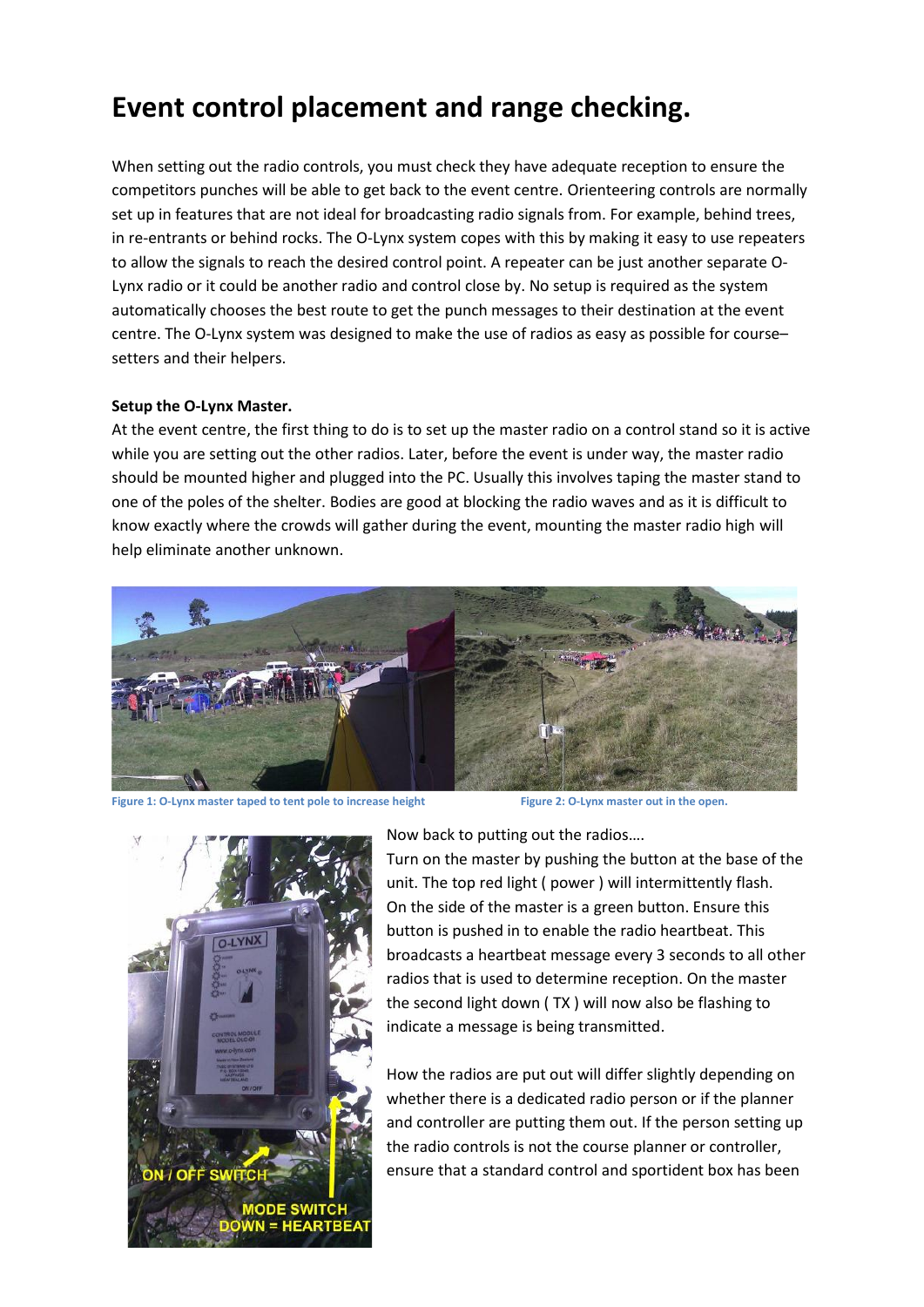# Event control placement and range checking.

When setting out the radio controls, you must check they have adequate reception to ensure the competitors punches will be able to get back to the event centre. Orienteering controls are normally set up in features that are not ideal for broadcasting radio signals from. For example, behind trees, in re-entrants or behind rocks. The O-Lynx system copes with this by making it easy to use repeaters to allow the signals to reach the desired control point. A repeater can be just another separate O-Lynx radio or it could be another radio and control close by. No setup is required as the system automatically chooses the best route to get the punch messages to their destination at the event centre. The O-Lynx system was designed to make the use of radios as easy as possible for course–setters and their helpers.

**Setup the O-Lynx Master.**

At the event centre, the first thing to do is to set up the master radio on a control stand so it is active while you are setting out the other radios. Later, before the event is under way, the master radio should be mounted higher and plugged into the PC. Usually this involves taping the master stand to one of the poles of the shelter. Bodies are good at blocking the radio waves and as it is difficult to know exactly where the crowds will gather during the event, mounting the master radio high will help eliminate another unknown.

Figure 1: O-Lynx master taped to tent pole to increase height

Figure 2: O-Lynx master out in the open.

Now back to putting out the radios….

Turn on the master by pushing the button at the base of the unit. The top red light ( power ) will intermittently flash. On the side of the master is a green button. Ensure this button is pushed in to enable the radio heartbeat. This broadcasts a heartbeat message every 3 seconds to all other radios that is used to determine reception. On the master the second light down ( TX ) will now also be flashing to indicate a message is being transmitted.

How the radios are put out will differ slightly depending on whether there is a dedicated radio person or if the planner and controller are putting them out. If the person setting up the radio controls is not the course planner or controller, ensure that a standard control and sportident box has been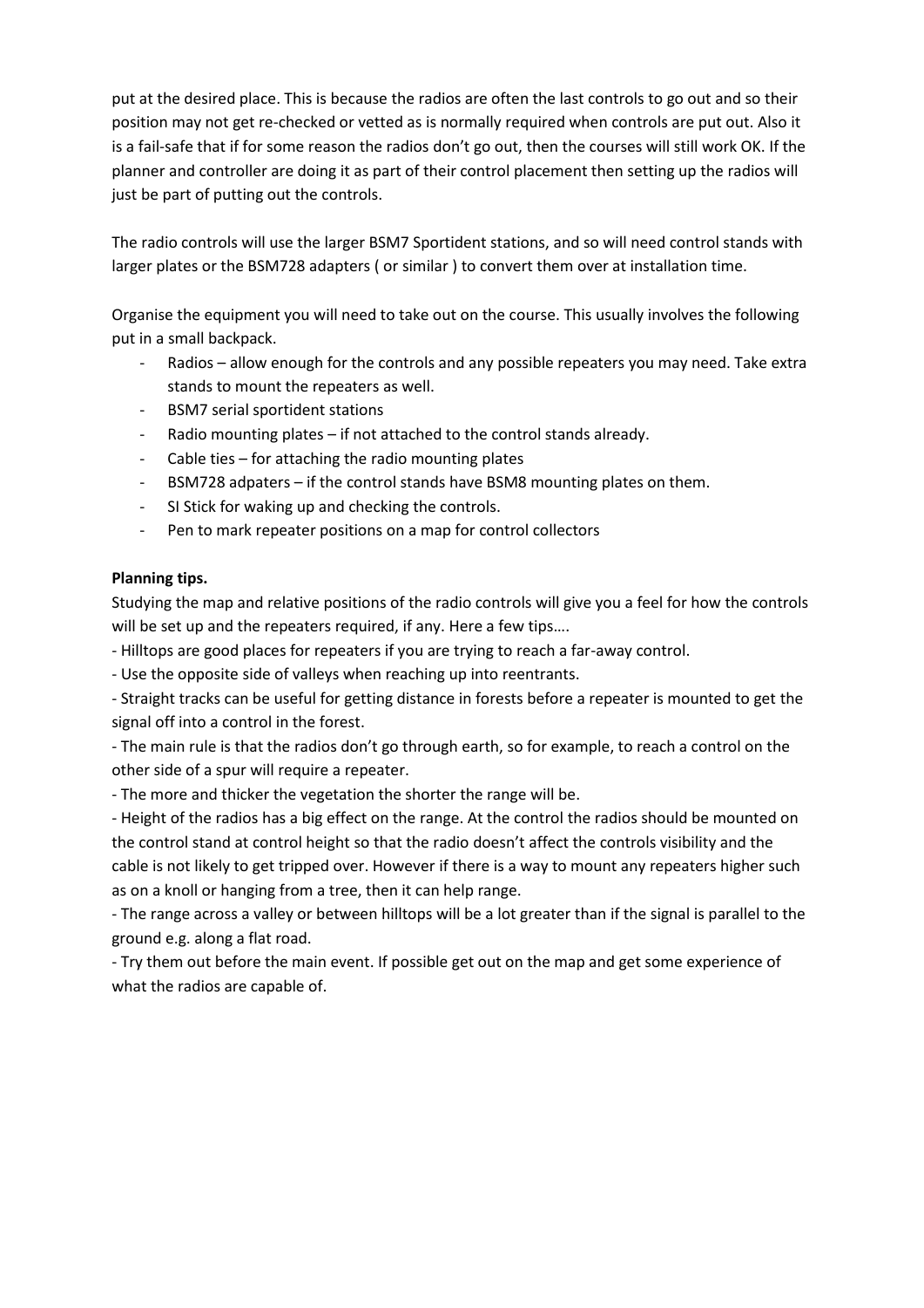put at the desired place. This is because the radios are often the last controls to go out and so their position may not get re-checked or vetted as is normally required when controls are put out. Also it is a fail-safe that if for some reason the radios don't go out, then the courses will still work OK. If the planner and controller are doing it as part of their control placement then setting up the radios will just be part of putting out the controls.

The radio controls will use the larger BSM7 Sportident stations, and so will need control stands with larger plates or the BSM728 adapters ( or similar ) to convert them over at installation time.

Organise the equipment you will need to take out on the course. This usually involves the following put in a small backpack.

- Radios – allow enough for the controls and any possible repeaters you may need. Take extra stands to mount the repeaters as well.
- BSM7 serial sportident stations
- Radio mounting plates – if not attached to the control stands already.
- Cable ties – for attaching the radio mounting plates
- BSM728 adpaters – if the control stands have BSM8 mounting plates on them.
- SI Stick for waking up and checking the controls.
- Pen to mark repeater positions on a map for control collectors

**Planning tips.**

Studying the map and relative positions of the radio controls will give you a feel for how the controls will be set up and the repeaters required, if any. Here a few tips….

- Hilltops are good places for repeaters if you are trying to reach a far-away control.

- Use the opposite side of valleys when reaching up into reentrants.

- Straight tracks can be useful for getting distance in forests before a repeater is mounted to get the signal off into a control in the forest.

- The main rule is that the radios don't go through earth, so for example, to reach a control on the other side of a spur will require a repeater.

- The more and thicker the vegetation the shorter the range will be.

- Height of the radios has a big effect on the range. At the control the radios should be mounted on the control stand at control height so that the radio doesn't affect the controls visibility and the cable is not likely to get tripped over. However if there is a way to mount any repeaters higher such as on a knoll or hanging from a tree, then it can help range.

- The range across a valley or between hilltops will be a lot greater than if the signal is parallel to the ground e.g. along a flat road.

- Try them out before the main event. If possible get out on the map and get some experience of what the radios are capable of.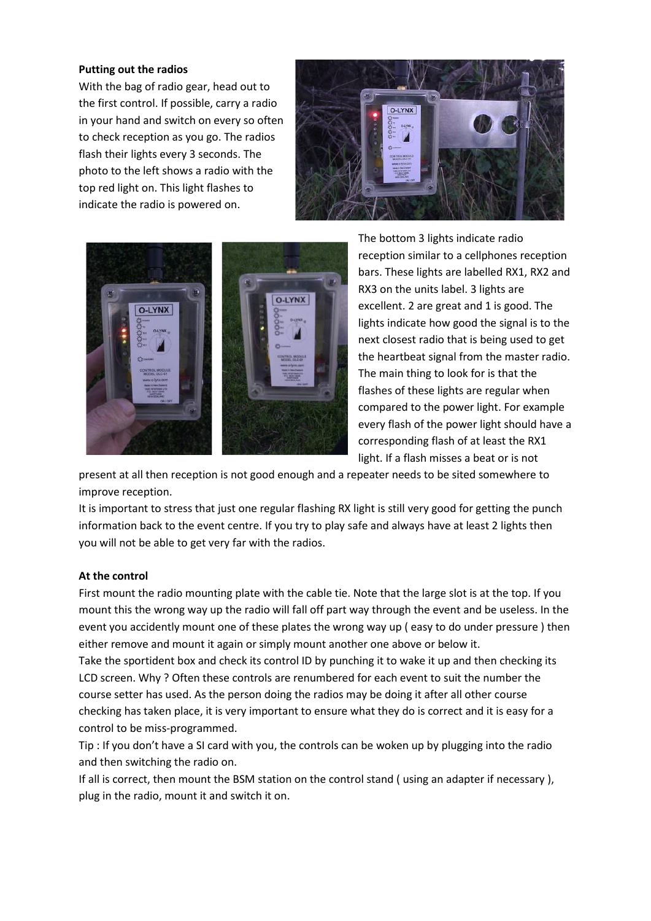**Putting out the radios**

With the bag of radio gear, head out to the first control. If possible, carry a radio in your hand and switch on every so often to check reception as you go. The radios flash their lights every 3 seconds. The photo to the left shows a radio with the top red light on. This light flashes to indicate the radio is powered on.

The bottom 3 lights indicate radio reception similar to a cellphones reception bars. These lights are labelled RX1, RX2 and RX3 on the units label. 3 lights are excellent. 2 are great and 1 is good. The lights indicate how good the signal is to the next closest radio that is being used to get the heartbeat signal from the master radio. The main thing to look for is that the flashes of these lights are regular when compared to the power light. For example every flash of the power light should have a corresponding flash of at least the RX1 light. If a flash misses a beat or is not present at all then reception is not good enough and a repeater needs to be sited somewhere to improve reception.

It is important to stress that just one regular flashing RX light is still very good for getting the punch information back to the event centre. If you try to play safe and always have at least 2 lights then you will not be able to get very far with the radios.

**At the control**

First mount the radio mounting plate with the cable tie. Note that the large slot is at the top. If you mount this the wrong way up the radio will fall off part way through the event and be useless. In the event you accidently mount one of these plates the wrong way up ( easy to do under pressure ) then either remove and mount it again or simply mount another one above or below it.

Take the sportident box and check its control ID by punching it to wake it up and then checking its LCD screen. Why ? Often these controls are renumbered for each event to suit the number the course setter has used. As the person doing the radios may be doing it after all other course checking has taken place, it is very important to ensure what they do is correct and it is easy for a control to be miss-programmed.

Tip : If you don't have a SI card with you, the controls can be woken up by plugging into the radio and then switching the radio on.

If all is correct, then mount the BSM station on the control stand ( using an adapter if necessary ), plug in the radio, mount it and switch it on.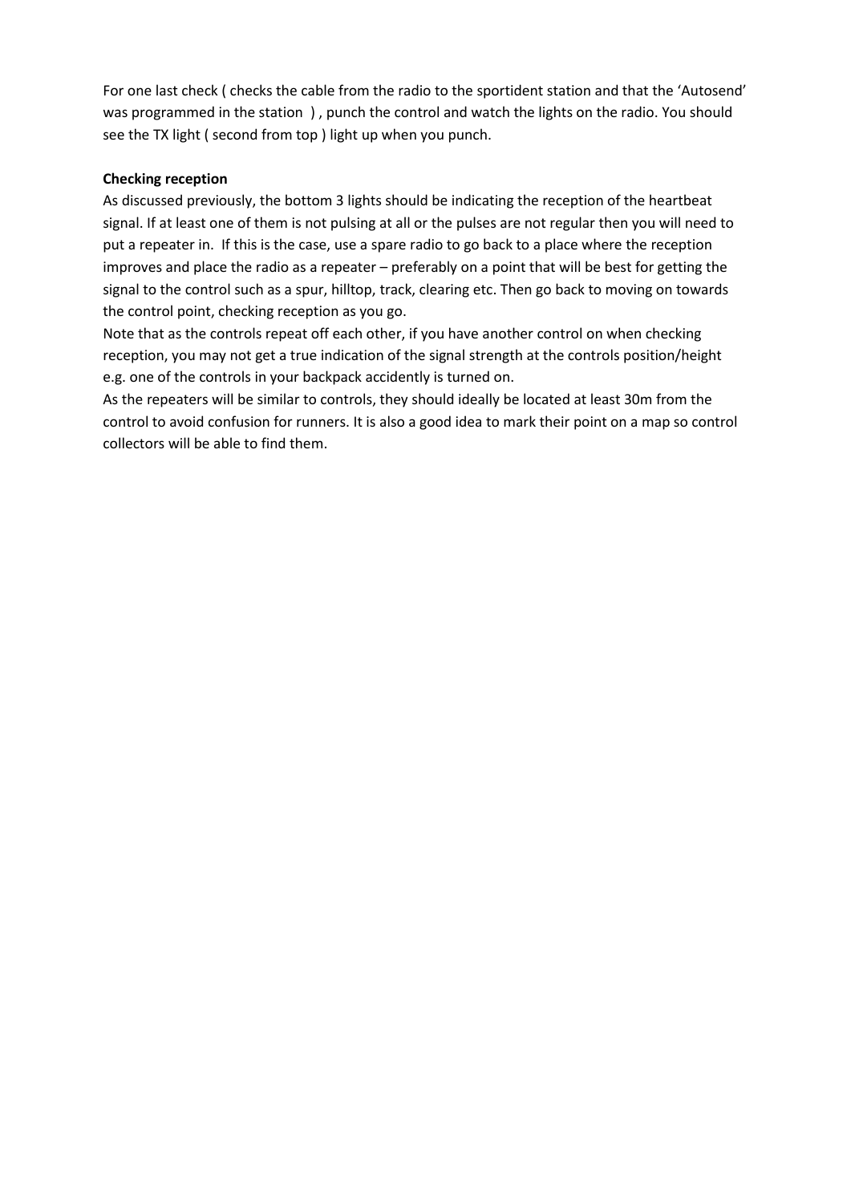For one last check ( checks the cable from the radio to the sportident station and that the 'Autosend' was programmed in the station ) , punch the control and watch the lights on the radio. You should see the TX light ( second from top ) light up when you punch.

**Checking reception**

As discussed previously, the bottom 3 lights should be indicating the reception of the heartbeat signal. If at least one of them is not pulsing at all or the pulses are not regular then you will need to put a repeater in. If this is the case, use a spare radio to go back to a place where the reception improves and place the radio as a repeater – preferably on a point that will be best for getting the signal to the control such as a spur, hilltop, track, clearing etc. Then go back to moving on towards the control point, checking reception as you go.

Note that as the controls repeat off each other, if you have another control on when checking reception, you may not get a true indication of the signal strength at the controls position/height e.g. one of the controls in your backpack accidently is turned on.

As the repeaters will be similar to controls, they should ideally be located at least 30m from the control to avoid confusion for runners. It is also a good idea to mark their point on a map so control collectors will be able to find them.